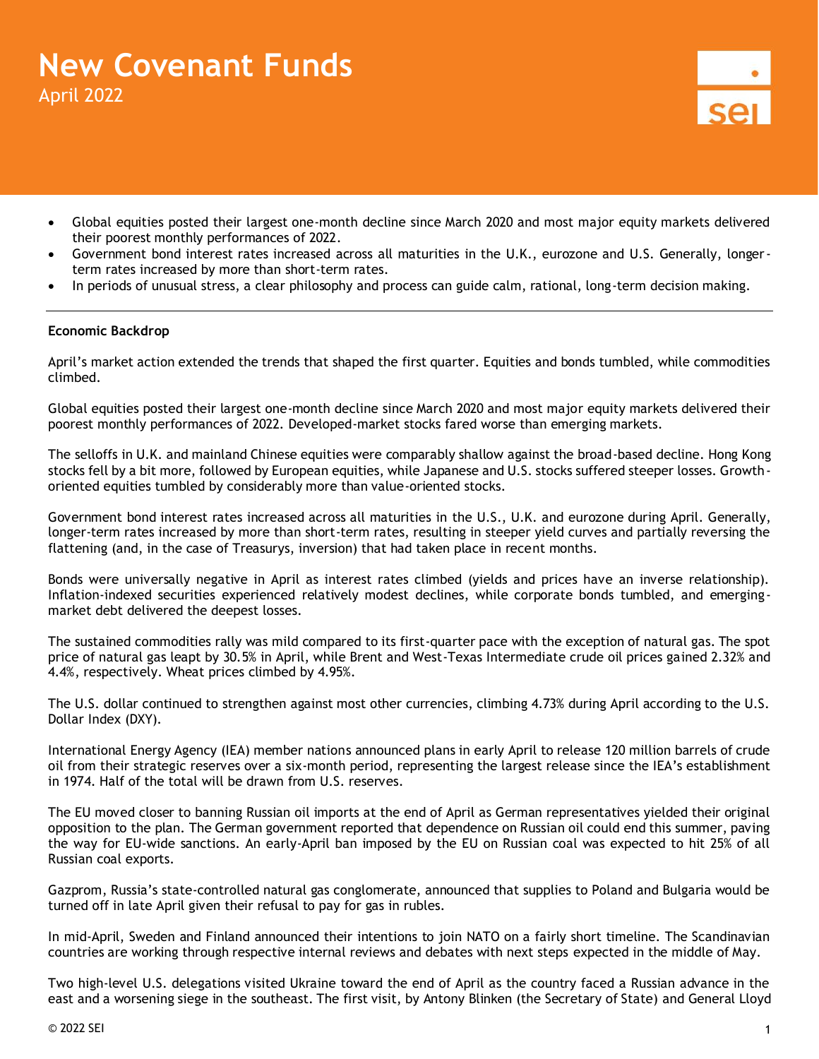# New Covenant Funds

April 2022

- Global equities posted their largest one-month decline since March 2020 and most major equity markets delivered their poorest monthly performances of 2022.
- Government bond interest rates increased across all maturities in the U.K., eurozone and U.S. Generally, longer-term rates increased by more than short-term rates.
- In periods of unusual stress, a clear philosophy and process can guide calm, rational, long-term decision making.

---

**Economic Backdrop**

April's market action extended the trends that shaped the first quarter. Equities and bonds tumbled, while commodities climbed.

Global equities posted their largest one-month decline since March 2020 and most major equity markets delivered their poorest monthly performances of 2022. Developed-market stocks fared worse than emerging markets.

The selloffs in U.K. and mainland Chinese equities were comparably shallow against the broad-based decline. Hong Kong stocks fell by a bit more, followed by European equities, while Japanese and U.S. stocks suffered steeper losses. Growth-oriented equities tumbled by considerably more than value-oriented stocks.

Government bond interest rates increased across all maturities in the U.S., U.K. and eurozone during April. Generally, longer-term rates increased by more than short-term rates, resulting in steeper yield curves and partially reversing the flattening (and, in the case of Treasurys, inversion) that had taken place in recent months.

Bonds were universally negative in April as interest rates climbed (yields and prices have an inverse relationship). Inflation-indexed securities experienced relatively modest declines, while corporate bonds tumbled, and emerging-market debt delivered the deepest losses.

The sustained commodities rally was mild compared to its first-quarter pace with the exception of natural gas. The spot price of natural gas leapt by 30.5% in April, while Brent and West-Texas Intermediate crude oil prices gained 2.32% and 4.4%, respectively. Wheat prices climbed by 4.95%.

The U.S. dollar continued to strengthen against most other currencies, climbing 4.73% during April according to the U.S. Dollar Index (DXY).

International Energy Agency (IEA) member nations announced plans in early April to release 120 million barrels of crude oil from their strategic reserves over a six-month period, representing the largest release since the IEA's establishment in 1974. Half of the total will be drawn from U.S. reserves.

The EU moved closer to banning Russian oil imports at the end of April as German representatives yielded their original opposition to the plan. The German government reported that dependence on Russian oil could end this summer, paving the way for EU-wide sanctions. An early-April ban imposed by the EU on Russian coal was expected to hit 25% of all Russian coal exports.

Gazprom, Russia's state-controlled natural gas conglomerate, announced that supplies to Poland and Bulgaria would be turned off in late April given their refusal to pay for gas in rubles.

In mid-April, Sweden and Finland announced their intentions to join NATO on a fairly short timeline. The Scandinavian countries are working through respective internal reviews and debates with next steps expected in the middle of May.

Two high-level U.S. delegations visited Ukraine toward the end of April as the country faced a Russian advance in the east and a worsening siege in the southeast. The first visit, by Antony Blinken (the Secretary of State) and General Lloyd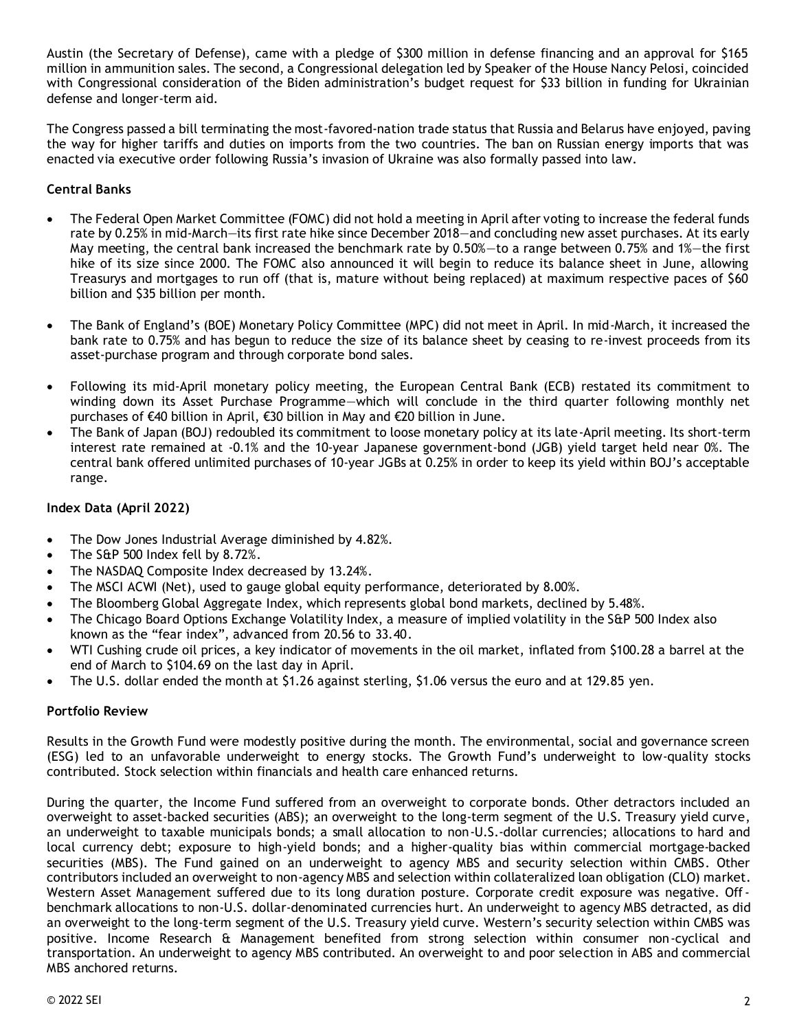Austin (the Secretary of Defense), came with a pledge of $300 million in defense financing and an approval for $165 million in ammunition sales. The second, a Congressional delegation led by Speaker of the House Nancy Pelosi, coincided with Congressional consideration of the Biden administration's budget request for $33 billion in funding for Ukrainian defense and longer-term aid.

The Congress passed a bill terminating the most-favored-nation trade status that Russia and Belarus have enjoyed, paving the way for higher tariffs and duties on imports from the two countries. The ban on Russian energy imports that was enacted via executive order following Russia's invasion of Ukraine was also formally passed into law.

**Central Banks**

- The Federal Open Market Committee (FOMC) did not hold a meeting in April after voting to increase the federal funds rate by 0.25% in mid-March—its first rate hike since December 2018—and concluding new asset purchases. At its early May meeting, the central bank increased the benchmark rate by 0.50%—to a range between 0.75% and 1%—the first hike of its size since 2000. The FOMC also announced it will begin to reduce its balance sheet in June, allowing Treasurys and mortgages to run off (that is, mature without being replaced) at maximum respective paces of $60 billion and $35 billion per month.
- The Bank of England's (BOE) Monetary Policy Committee (MPC) did not meet in April. In mid-March, it increased the bank rate to 0.75% and has begun to reduce the size of its balance sheet by ceasing to re-invest proceeds from its asset-purchase program and through corporate bond sales.
- Following its mid-April monetary policy meeting, the European Central Bank (ECB) restated its commitment to winding down its Asset Purchase Programme—which will conclude in the third quarter following monthly net purchases of €40 billion in April, €30 billion in May and €20 billion in June.
- The Bank of Japan (BOJ) redoubled its commitment to loose monetary policy at its late-April meeting. Its short-term interest rate remained at -0.1% and the 10-year Japanese government-bond (JGB) yield target held near 0%. The central bank offered unlimited purchases of 10-year JGBs at 0.25% in order to keep its yield within BOJ's acceptable range.

**Index Data (April 2022)**

- The Dow Jones Industrial Average diminished by 4.82%.
- The S&P 500 Index fell by 8.72%.
- The NASDAQ Composite Index decreased by 13.24%.
- The MSCI ACWI (Net), used to gauge global equity performance, deteriorated by 8.00%.
- The Bloomberg Global Aggregate Index, which represents global bond markets, declined by 5.48%.
- The Chicago Board Options Exchange Volatility Index, a measure of implied volatility in the S&P 500 Index also known as the "fear index", advanced from 20.56 to 33.40.
- WTI Cushing crude oil prices, a key indicator of movements in the oil market, inflated from $100.28 a barrel at the end of March to $104.69 on the last day in April.
- The U.S. dollar ended the month at $1.26 against sterling, $1.06 versus the euro and at 129.85 yen.

**Portfolio Review**

Results in the Growth Fund were modestly positive during the month. The environmental, social and governance screen (ESG) led to an unfavorable underweight to energy stocks. The Growth Fund's underweight to low-quality stocks contributed. Stock selection within financials and health care enhanced returns.

During the quarter, the Income Fund suffered from an overweight to corporate bonds. Other detractors included an overweight to asset-backed securities (ABS); an overweight to the long-term segment of the U.S. Treasury yield curve, an underweight to taxable municipals bonds; a small allocation to non-U.S.-dollar currencies; allocations to hard and local currency debt; exposure to high-yield bonds; and a higher-quality bias within commercial mortgage-backed securities (MBS). The Fund gained on an underweight to agency MBS and security selection within CMBS. Other contributors included an overweight to non-agency MBS and selection within collateralized loan obligation (CLO) market. Western Asset Management suffered due to its long duration posture. Corporate credit exposure was negative. Off-benchmark allocations to non-U.S. dollar-denominated currencies hurt. An underweight to agency MBS detracted, as did an overweight to the long-term segment of the U.S. Treasury yield curve. Western's security selection within CMBS was positive. Income Research & Management benefited from strong selection within consumer non-cyclical and transportation. An underweight to agency MBS contributed. An overweight to and poor selection in ABS and commercial MBS anchored returns.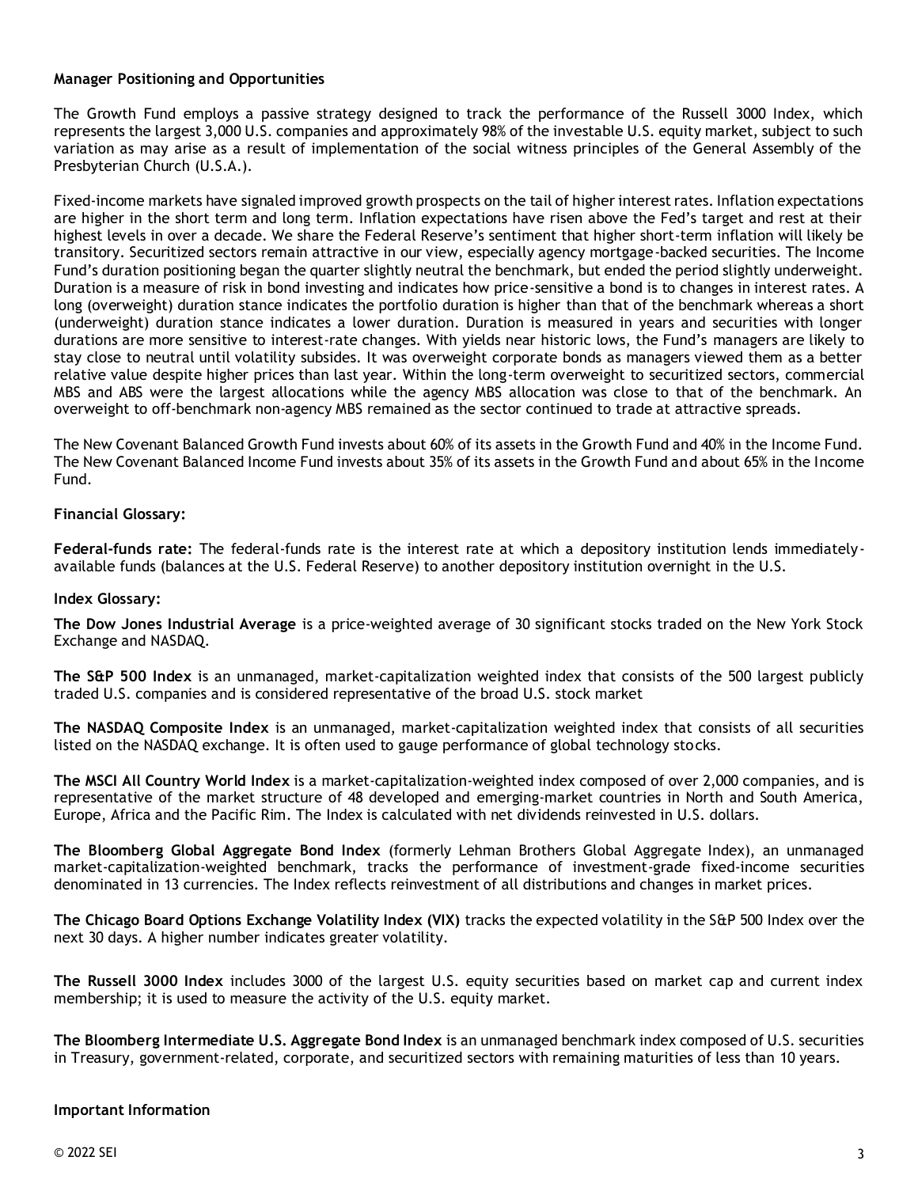**Manager Positioning and Opportunities**

The Growth Fund employs a passive strategy designed to track the performance of the Russell 3000 Index, which represents the largest 3,000 U.S. companies and approximately 98% of the investable U.S. equity market, subject to such variation as may arise as a result of implementation of the social witness principles of the General Assembly of the Presbyterian Church (U.S.A.).

Fixed-income markets have signaled improved growth prospects on the tail of higher interest rates. Inflation expectations are higher in the short term and long term. Inflation expectations have risen above the Fed's target and rest at their highest levels in over a decade. We share the Federal Reserve's sentiment that higher short-term inflation will likely be transitory. Securitized sectors remain attractive in our view, especially agency mortgage-backed securities. The Income Fund's duration positioning began the quarter slightly neutral the benchmark, but ended the period slightly underweight. Duration is a measure of risk in bond investing and indicates how price-sensitive a bond is to changes in interest rates. A long (overweight) duration stance indicates the portfolio duration is higher than that of the benchmark whereas a short (underweight) duration stance indicates a lower duration. Duration is measured in years and securities with longer durations are more sensitive to interest-rate changes. With yields near historic lows, the Fund's managers are likely to stay close to neutral until volatility subsides. It was overweight corporate bonds as managers viewed them as a better relative value despite higher prices than last year. Within the long-term overweight to securitized sectors, commercial MBS and ABS were the largest allocations while the agency MBS allocation was close to that of the benchmark. An overweight to off-benchmark non-agency MBS remained as the sector continued to trade at attractive spreads.

The New Covenant Balanced Growth Fund invests about 60% of its assets in the Growth Fund and 40% in the Income Fund. The New Covenant Balanced Income Fund invests about 35% of its assets in the Growth Fund and about 65% in the Income Fund.

**Financial Glossary:**

**Federal-funds rate:** The federal-funds rate is the interest rate at which a depository institution lends immediately-available funds (balances at the U.S. Federal Reserve) to another depository institution overnight in the U.S.

**Index Glossary:**

**The Dow Jones Industrial Average** is a price-weighted average of 30 significant stocks traded on the New York Stock Exchange and NASDAQ.

**The S&P 500 Index** is an unmanaged, market-capitalization weighted index that consists of the 500 largest publicly traded U.S. companies and is considered representative of the broad U.S. stock market

**The NASDAQ Composite Index** is an unmanaged, market-capitalization weighted index that consists of all securities listed on the NASDAQ exchange. It is often used to gauge performance of global technology stocks.

**The MSCI All Country World Index** is a market-capitalization-weighted index composed of over 2,000 companies, and is representative of the market structure of 48 developed and emerging-market countries in North and South America, Europe, Africa and the Pacific Rim. The Index is calculated with net dividends reinvested in U.S. dollars.

**The Bloomberg Global Aggregate Bond Index** (formerly Lehman Brothers Global Aggregate Index), an unmanaged market-capitalization-weighted benchmark, tracks the performance of investment-grade fixed-income securities denominated in 13 currencies. The Index reflects reinvestment of all distributions and changes in market prices.

**The Chicago Board Options Exchange Volatility Index (VIX)** tracks the expected volatility in the S&P 500 Index over the next 30 days. A higher number indicates greater volatility.

**The Russell 3000 Index** includes 3000 of the largest U.S. equity securities based on market cap and current index membership; it is used to measure the activity of the U.S. equity market.

**The Bloomberg Intermediate U.S. Aggregate Bond Index** is an unmanaged benchmark index composed of U.S. securities in Treasury, government-related, corporate, and securitized sectors with remaining maturities of less than 10 years.

**Important Information**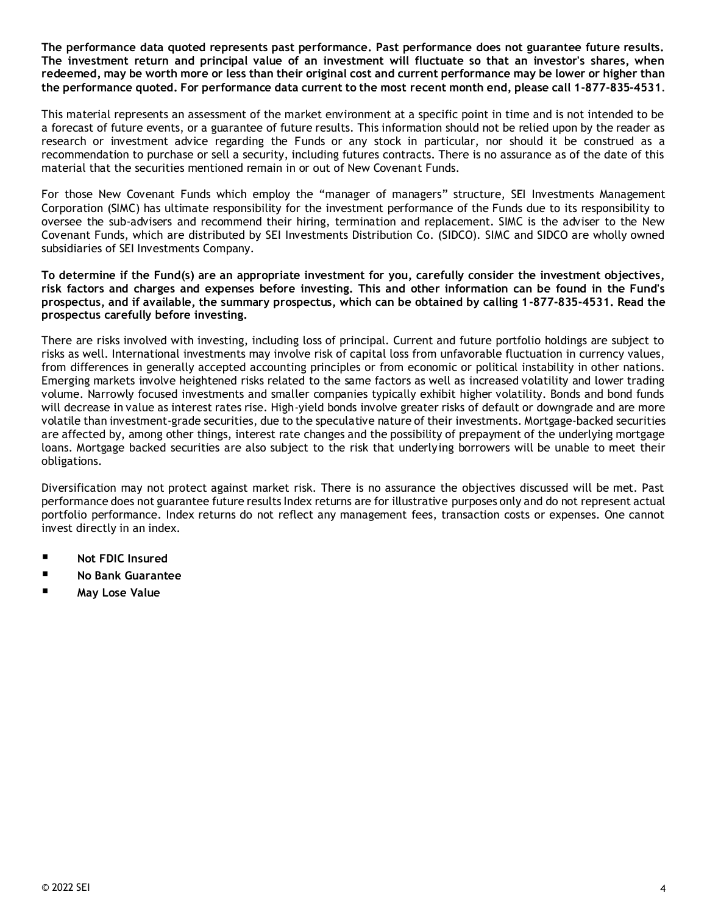**The performance data quoted represents past performance. Past performance does not guarantee future results. The investment return and principal value of an investment will fluctuate so that an investor's shares, when redeemed, may be worth more or less than their original cost and current performance may be lower or higher than the performance quoted. For performance data current to the most recent month end, please call 1-877-835-4531**.

This material represents an assessment of the market environment at a specific point in time and is not intended to be a forecast of future events, or a guarantee of future results. This information should not be relied upon by the reader as research or investment advice regarding the Funds or any stock in particular, nor should it be construed as a recommendation to purchase or sell a security, including futures contracts. There is no assurance as of the date of this material that the securities mentioned remain in or out of New Covenant Funds.

For those New Covenant Funds which employ the "manager of managers" structure, SEI Investments Management Corporation (SIMC) has ultimate responsibility for the investment performance of the Funds due to its responsibility to oversee the sub-advisers and recommend their hiring, termination and replacement. SIMC is the adviser to the New Covenant Funds, which are distributed by SEI Investments Distribution Co. (SIDCO). SIMC and SIDCO are wholly owned subsidiaries of SEI Investments Company.

**To determine if the Fund(s) are an appropriate investment for you, carefully consider the investment objectives, risk factors and charges and expenses before investing. This and other information can be found in the Fund's prospectus, and if available, the summary prospectus, which can be obtained by calling 1-877-835-4531. Read the prospectus carefully before investing.**

There are risks involved with investing, including loss of principal. Current and future portfolio holdings are subject to risks as well. International investments may involve risk of capital loss from unfavorable fluctuation in currency values, from differences in generally accepted accounting principles or from economic or political instability in other nations. Emerging markets involve heightened risks related to the same factors as well as increased volatility and lower trading volume. Narrowly focused investments and smaller companies typically exhibit higher volatility. Bonds and bond funds will decrease in value as interest rates rise. High-yield bonds involve greater risks of default or downgrade and are more volatile than investment-grade securities, due to the speculative nature of their investments. Mortgage-backed securities are affected by, among other things, interest rate changes and the possibility of prepayment of the underlying mortgage loans. Mortgage backed securities are also subject to the risk that underlying borrowers will be unable to meet their obligations.

Diversification may not protect against market risk. There is no assurance the objectives discussed will be met. Past performance does not guarantee future results Index returns are for illustrative purposes only and do not represent actual portfolio performance. Index returns do not reflect any management fees, transaction costs or expenses. One cannot invest directly in an index.

- **Not FDIC Insured**
- **No Bank Guarantee**
- **May Lose Value**

© 2022 SEI